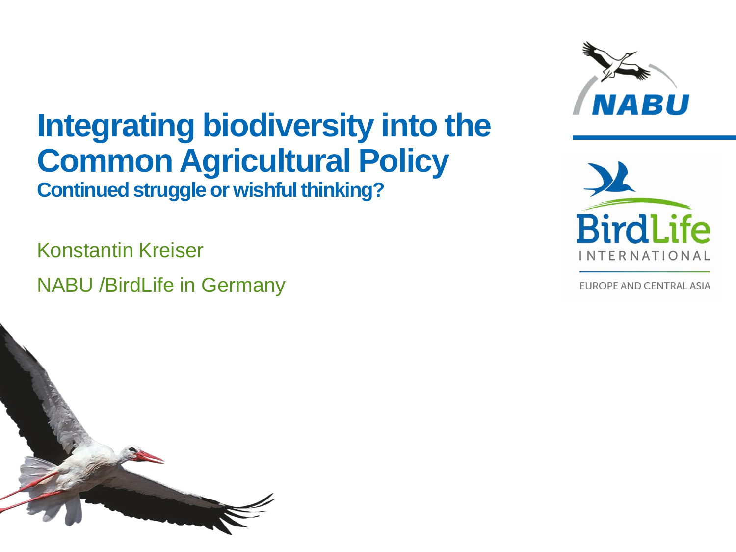# Integrating biodiversity into the Common Agricultural Policy

## Continued struggle or wishful thinking?

Konstantin Kreiser

NABU /BirdLife in Germany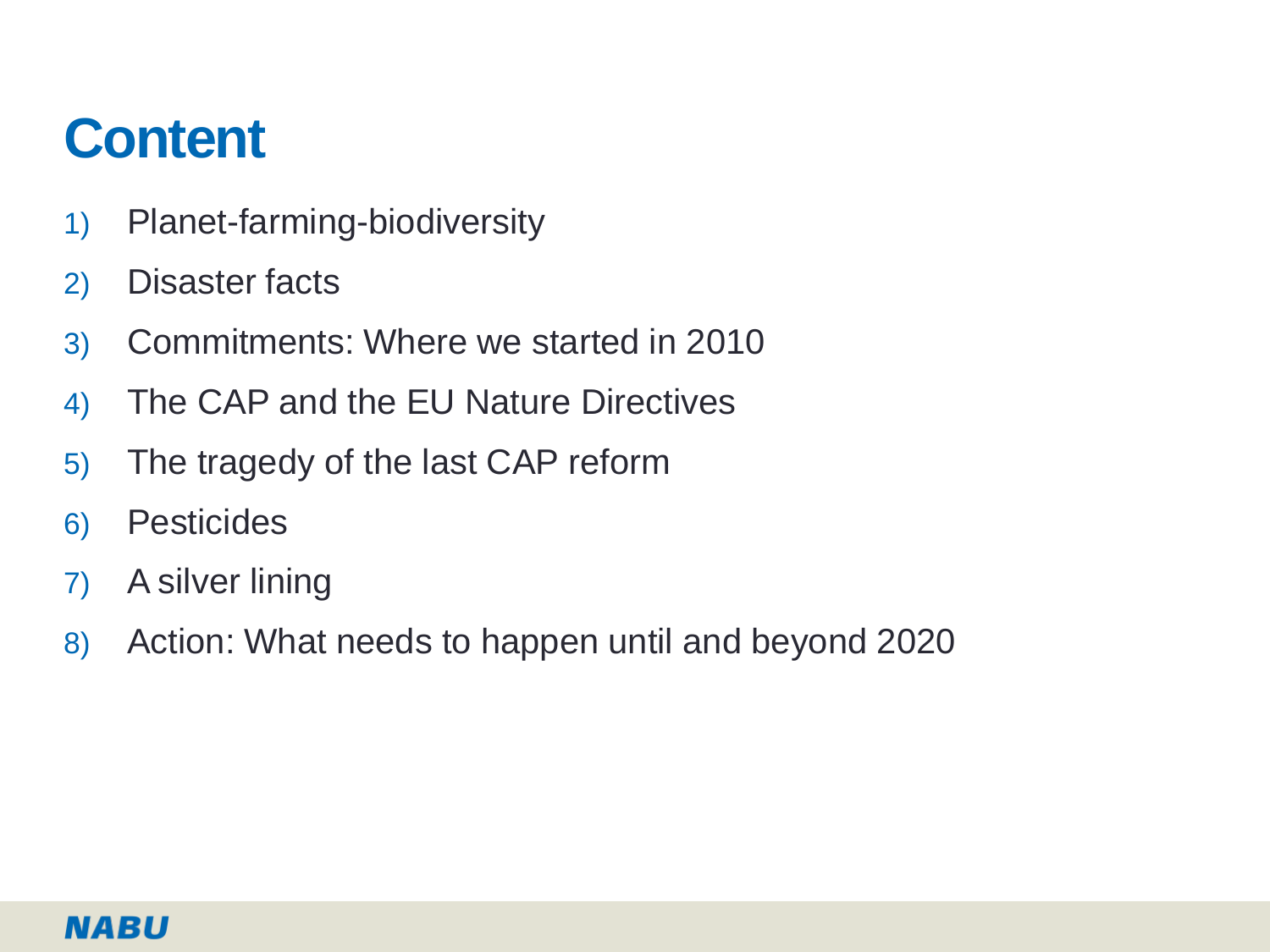# Content

1) Planet-farming-biodiversity
2) Disaster facts
3) Commitments: Where we started in 2010
4) The CAP and the EU Nature Directives
5) The tragedy of the last CAP reform
6) Pesticides
7) A silver lining
8) Action: What needs to happen until and beyond 2020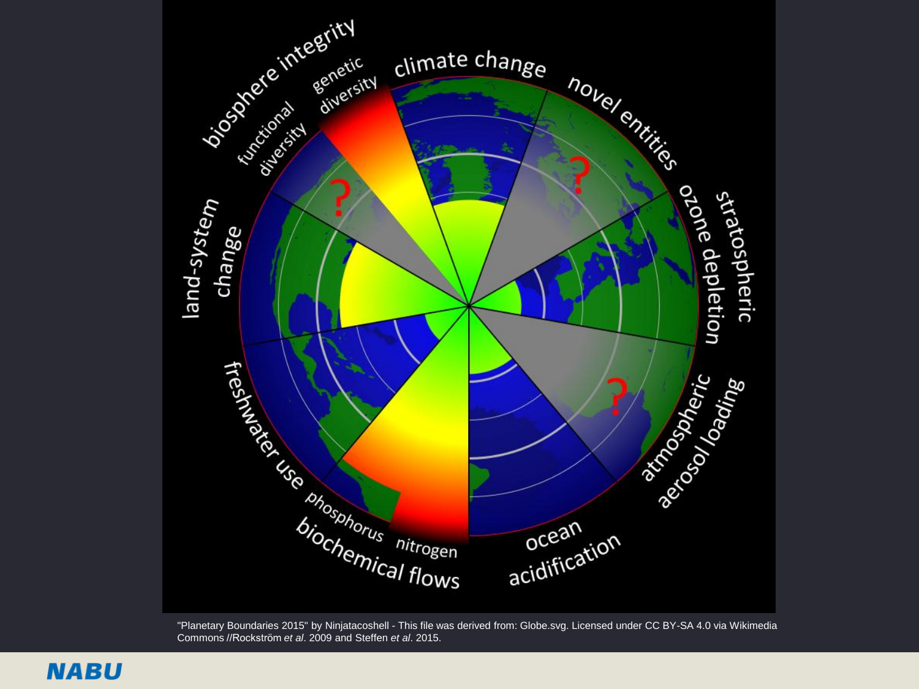"Planetary Boundaries 2015" by Ninjatacoshell - This file was derived from: Globe.svg. Licensed under CC BY-SA 4.0 via Wikimedia Commons //Rockström *et al*. 2009 and Steffen *et al*. 2015.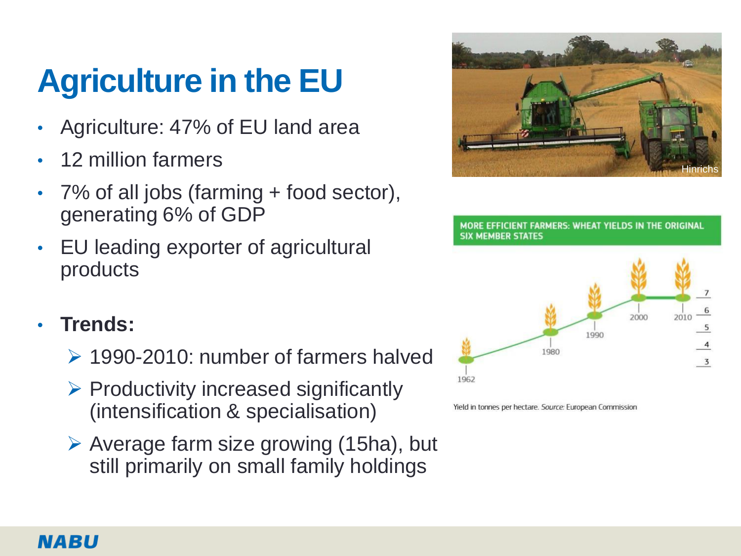# Agriculture in the EU

- Agriculture: 47% of EU land area
- 12 million farmers
- 7% of all jobs (farming + food sector), generating 6% of GDP
- EU leading exporter of agricultural products

- **Trends:**
  - 1990-2010: number of farmers halved
  - Productivity increased significantly (intensification & specialisation)
  - Average farm size growing (15ha), but still primarily on small family holdings

Hinrichs

MORE EFFICIENT FARMERS: WHEAT YIELDS IN THE ORIGINAL SIX MEMBER STATES

Yield in tonnes per hectare. *Source:* European Commission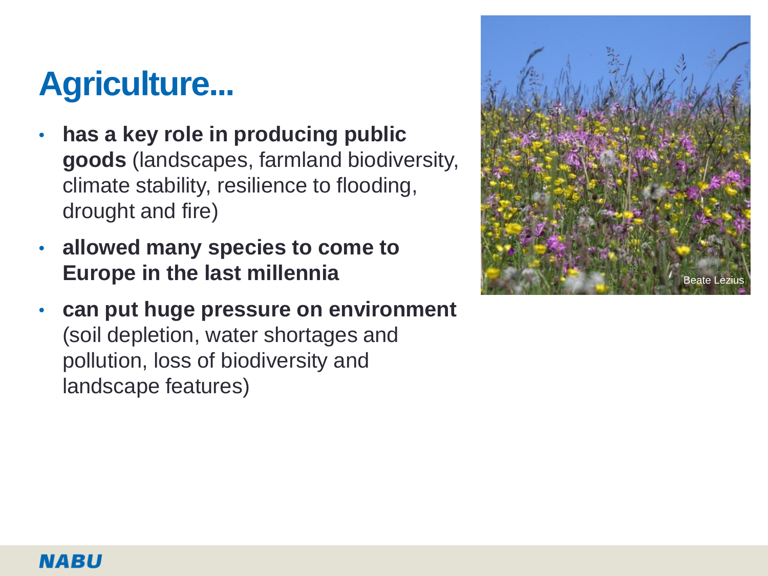# Agriculture...

- **has a key role in producing public goods** (landscapes, farmland biodiversity, climate stability, resilience to flooding, drought and fire)
- **allowed many species to come to Europe in the last millennia**
- **can put huge pressure on environment** (soil depletion, water shortages and pollution, loss of biodiversity and landscape features)

Beate Lezius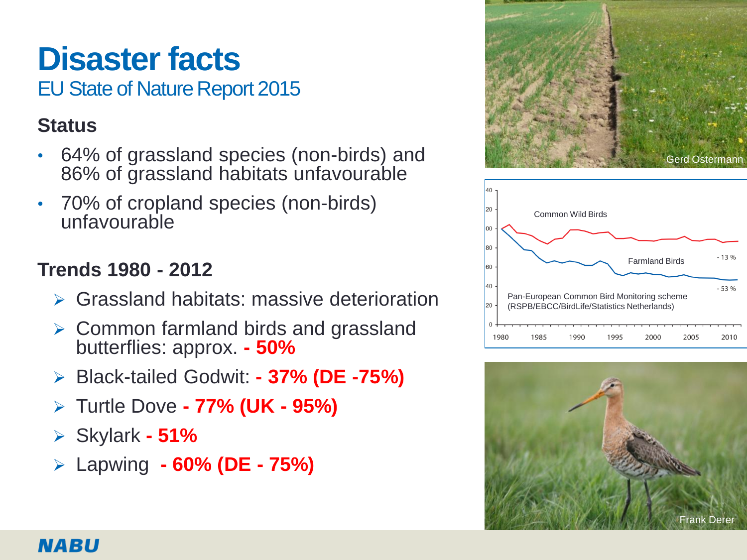# Disaster facts

## EU State of Nature Report 2015

### Status

- 64% of grassland species (non-birds) and 86% of grassland habitats unfavourable
- 70% of cropland species (non-birds) unfavourable

### Trends 1980 - 2012

- Grassland habitats: massive deterioration
- Common farmland birds and grassland butterflies: approx. **- 50%**
- Black-tailed Godwit: **- 37% (DE -75%)**
- Turtle Dove **- 77% (UK - 95%)**
- Skylark **- 51%**
- Lapwing **- 60% (DE - 75%)**

Gerd Ostermann

Common Wild Birds - 13 %

Farmland Birds - 53 %

Pan-European Common Bird Monitoring scheme (RSPB/EBCC/BirdLife/Statistics Netherlands)

Frank Derer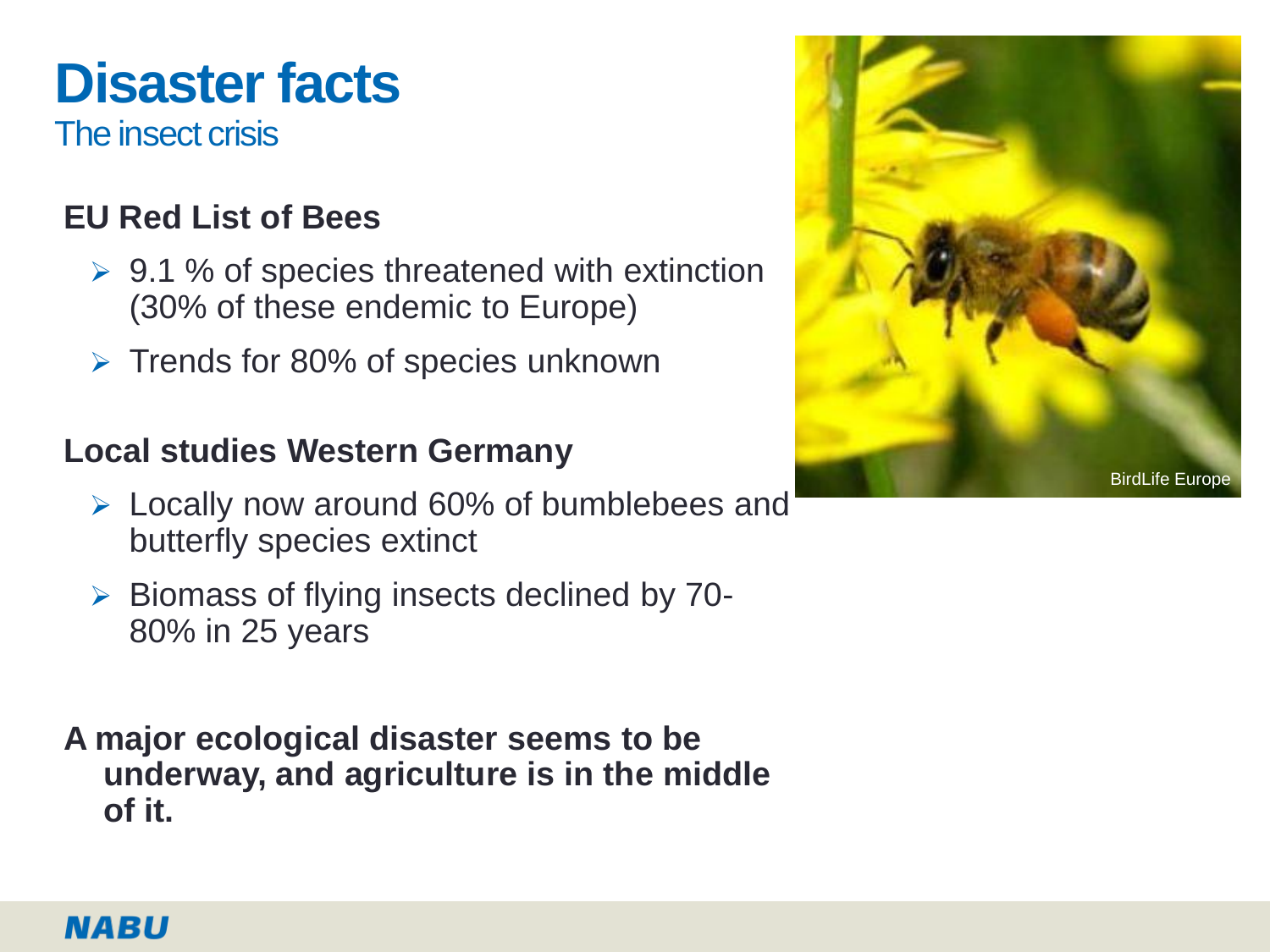# Disaster facts

## The insect crisis

### EU Red List of Bees

- 9.1 % of species threatened with extinction (30% of these endemic to Europe)
- Trends for 80% of species unknown

### Local studies Western Germany

- Locally now around 60% of bumblebees and butterfly species extinct
- Biomass of flying insects declined by 70-80% in 25 years

**A major ecological disaster seems to be underway, and agriculture is in the middle of it.**

BirdLife Europe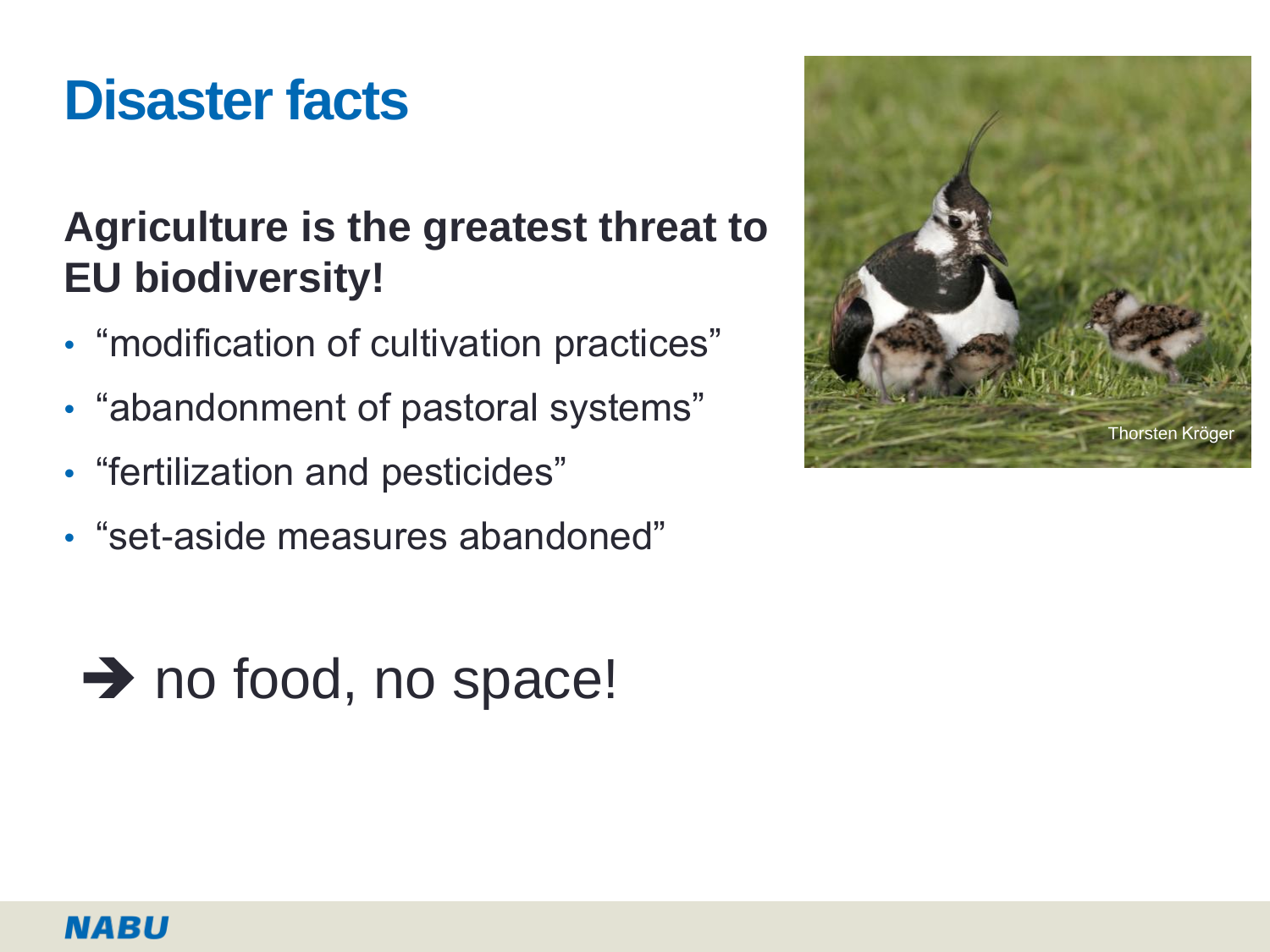# Disaster facts

**Agriculture is the greatest threat to EU biodiversity!**

- "modification of cultivation practices"
- "abandonment of pastoral systems"
- "fertilization and pesticides"
- "set-aside measures abandoned"

➔ no food, no space!

Thorsten Kröger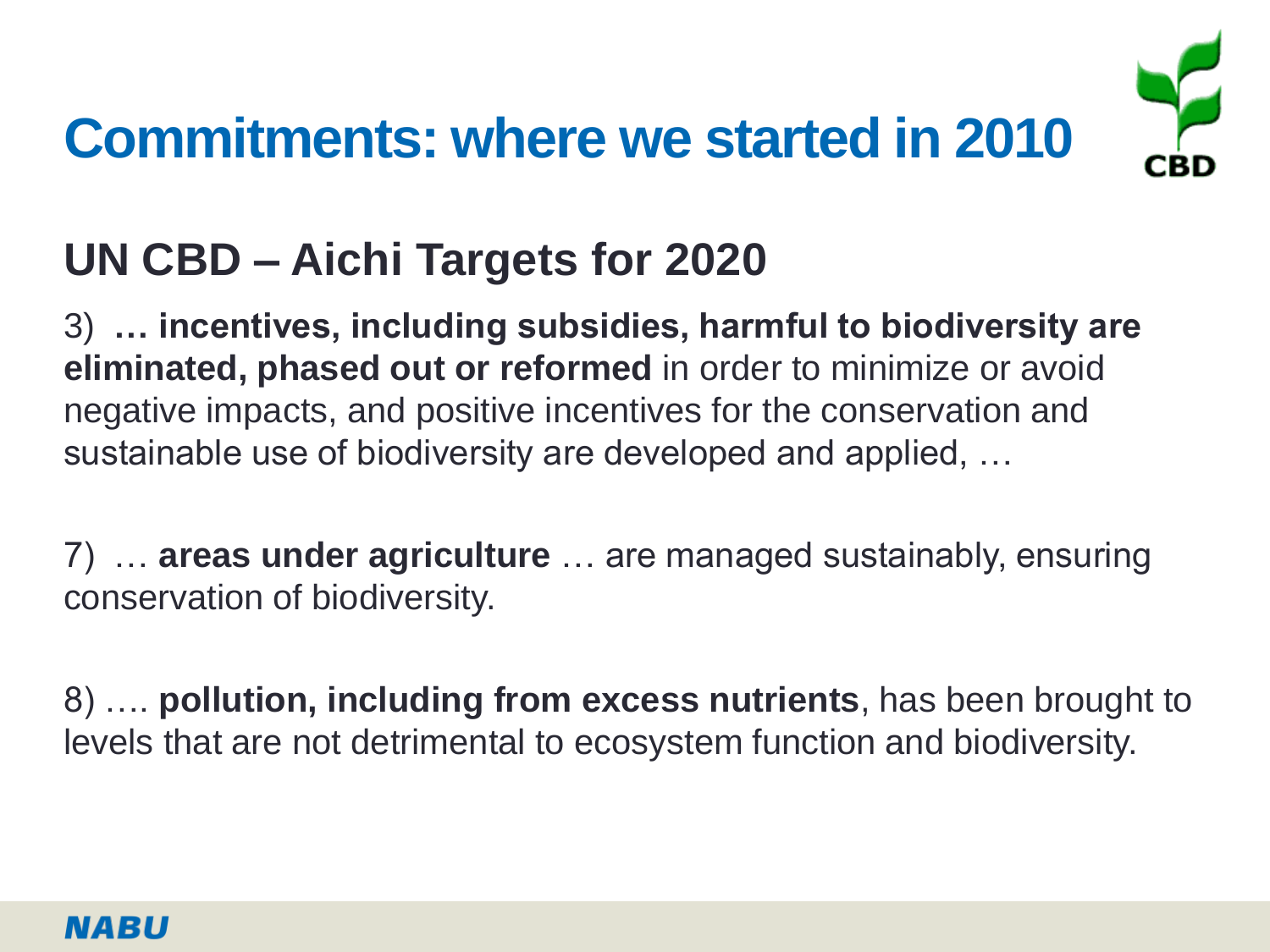# Commitments: where we started in 2010

## UN CBD – Aichi Targets for 2020

3) **… incentives, including subsidies, harmful to biodiversity are eliminated, phased out or reformed** in order to minimize or avoid negative impacts, and positive incentives for the conservation and sustainable use of biodiversity are developed and applied, …

7) … **areas under agriculture** … are managed sustainably, ensuring conservation of biodiversity.

8) …. **pollution, including from excess nutrients**, has been brought to levels that are not detrimental to ecosystem function and biodiversity.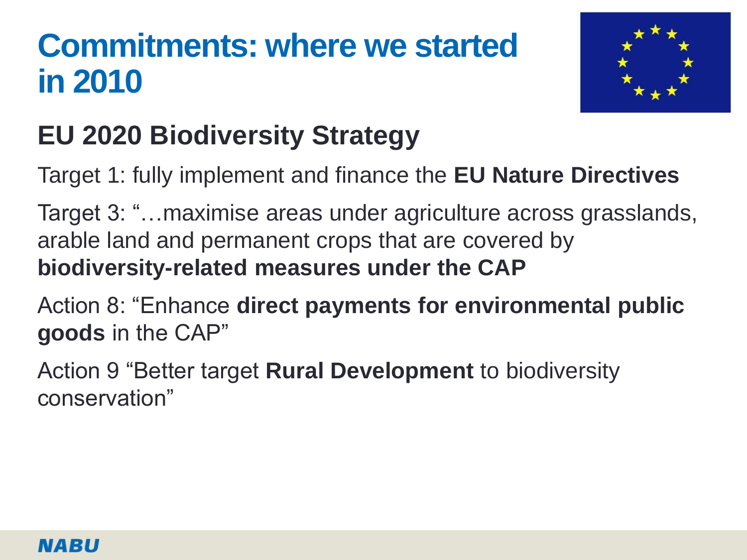# Commitments: where we started in 2010

## EU 2020 Biodiversity Strategy

Target 1: fully implement and finance the **EU Nature Directives**

Target 3: "…maximise areas under agriculture across grasslands, arable land and permanent crops that are covered by **biodiversity-related measures under the CAP**

Action 8: "Enhance **direct payments for environmental public goods** in the CAP"

Action 9 "Better target **Rural Development** to biodiversity conservation"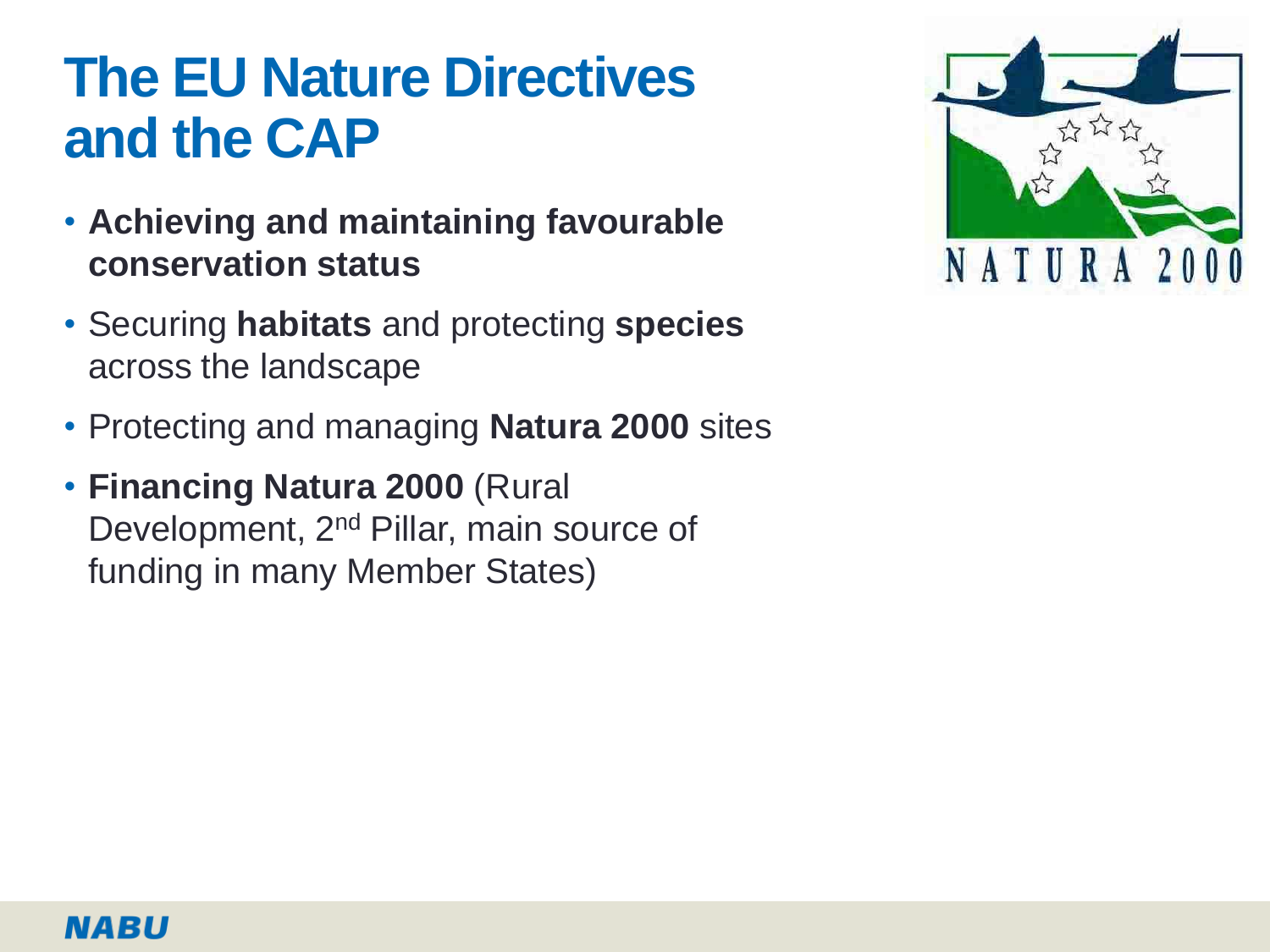# The EU Nature Directives and the CAP

- **Achieving and maintaining favourable conservation status**
- Securing **habitats** and protecting **species** across the landscape
- Protecting and managing **Natura 2000** sites
- **Financing Natura 2000** (Rural Development, 2nd Pillar, main source of funding in many Member States)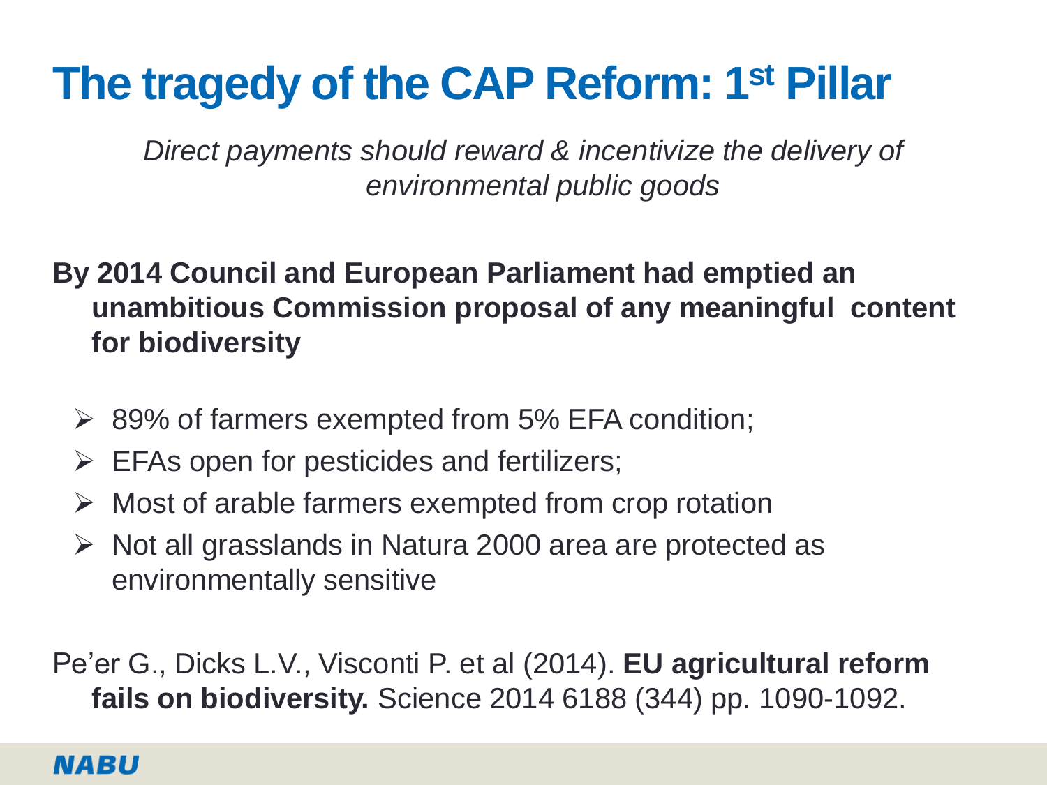# The tragedy of the CAP Reform: 1st Pillar

*Direct payments should reward & incentivize the delivery of environmental public goods*

**By 2014 Council and European Parliament had emptied an unambitious Commission proposal of any meaningful content for biodiversity**

- 89% of farmers exempted from 5% EFA condition;
- EFAs open for pesticides and fertilizers;
- Most of arable farmers exempted from crop rotation
- Not all grasslands in Natura 2000 area are protected as environmentally sensitive

Pe'er G., Dicks L.V., Visconti P. et al (2014). **EU agricultural reform fails on biodiversity.** Science 2014 6188 (344) pp. 1090-1092.

NABU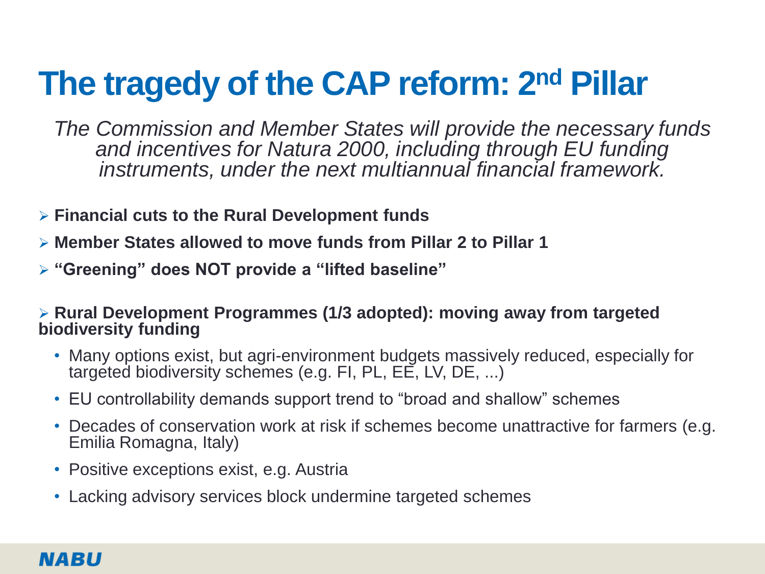# The tragedy of the CAP reform: 2nd Pillar

*The Commission and Member States will provide the necessary funds and incentives for Natura 2000, including through EU funding instruments, under the next multiannual financial framework.*

- **Financial cuts to the Rural Development funds**
- **Member States allowed to move funds from Pillar 2 to Pillar 1**
- **"Greening" does NOT provide a "lifted baseline"**

- **Rural Development Programmes (1/3 adopted): moving away from targeted biodiversity funding**
  - Many options exist, but agri-environment budgets massively reduced, especially for targeted biodiversity schemes (e.g. FI, PL, EE, LV, DE, ...)
  - EU controllability demands support trend to "broad and shallow" schemes
  - Decades of conservation work at risk if schemes become unattractive for farmers (e.g. Emilia Romagna, Italy)
  - Positive exceptions exist, e.g. Austria
  - Lacking advisory services block undermine targeted schemes

NABU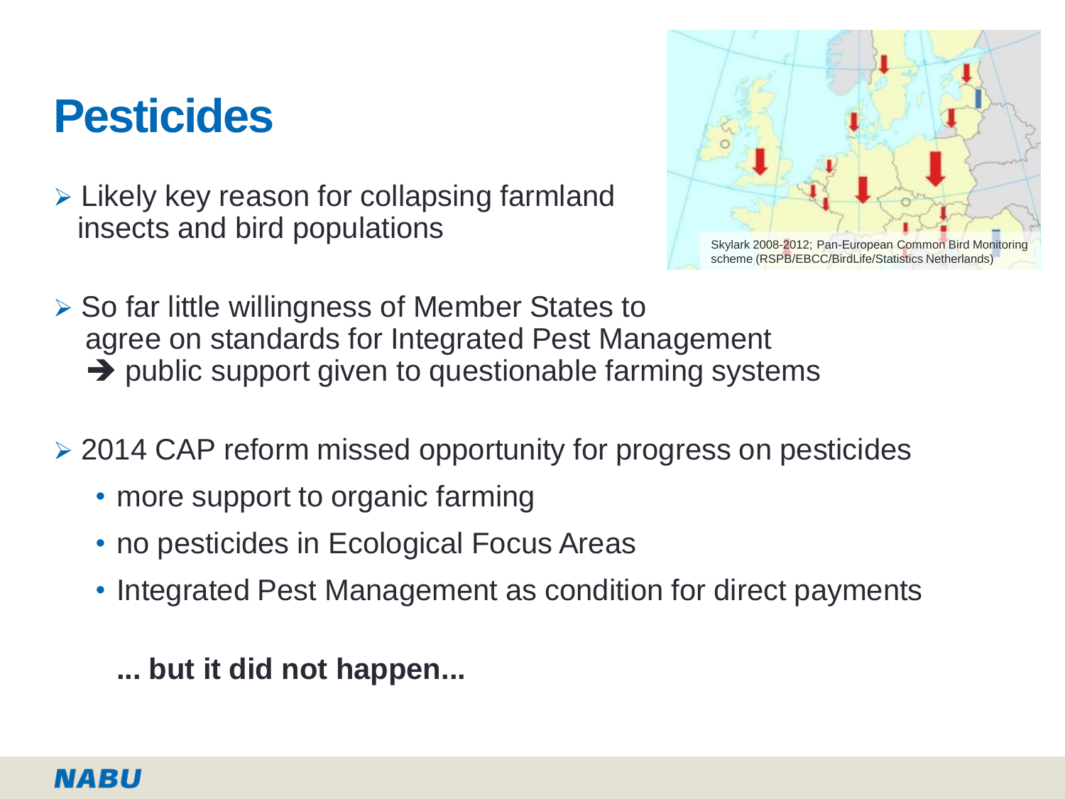# Pesticides

- Likely key reason for collapsing farmland insects and bird populations

Skylark 2008-2012; Pan-European Common Bird Monitoring scheme (RSPB/EBCC/BirdLife/Statistics Netherlands)

- So far little willingness of Member States to agree on standards for Integrated Pest Management
  ➔ public support given to questionable farming systems

- 2014 CAP reform missed opportunity for progress on pesticides
  - more support to organic farming
  - no pesticides in Ecological Focus Areas
  - Integrated Pest Management as condition for direct payments

  **... but it did not happen...**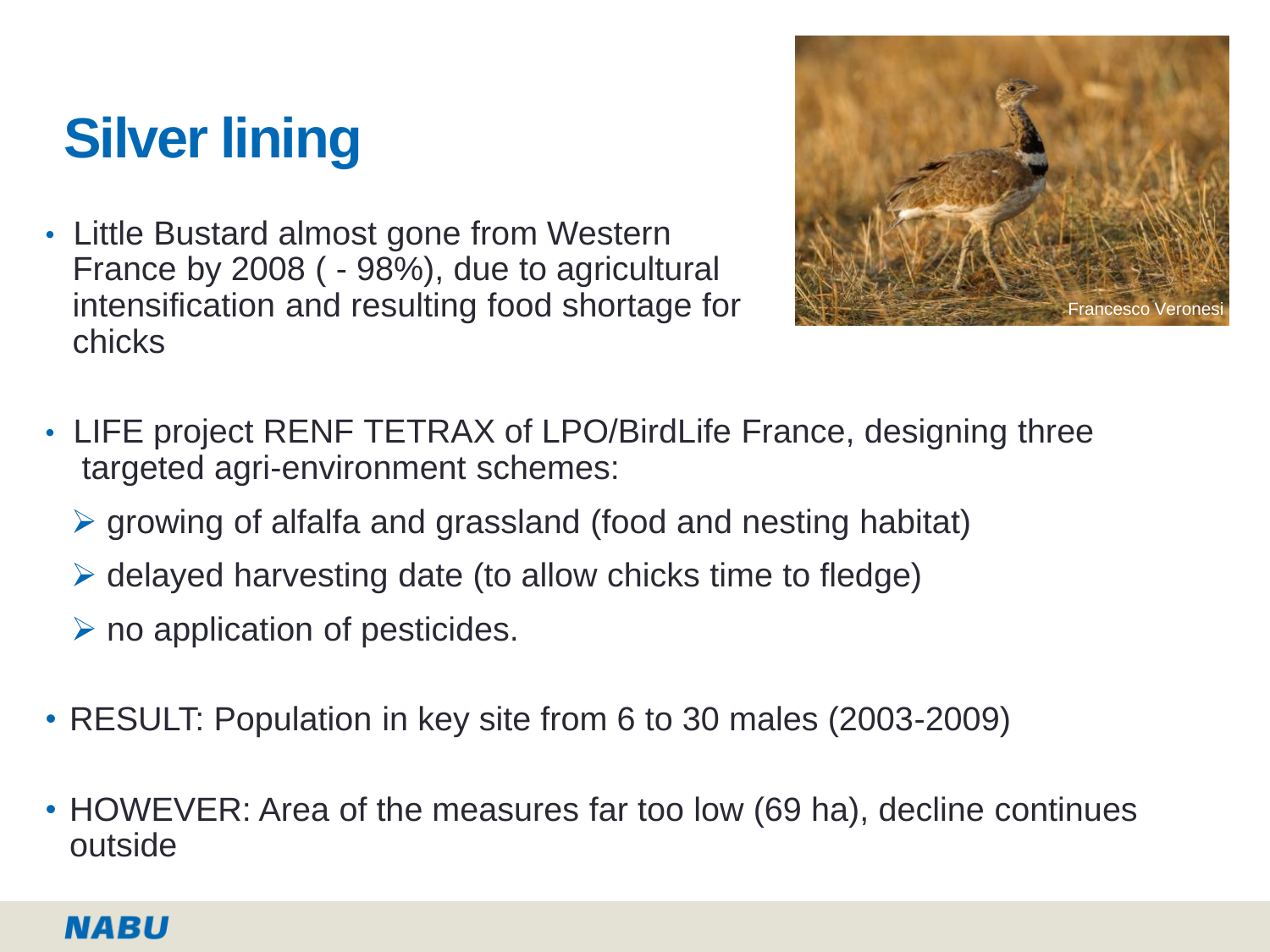# Silver lining

- Little Bustard almost gone from Western France by 2008 ( - 98%), due to agricultural intensification and resulting food shortage for chicks

- LIFE project RENF TETRAX of LPO/BirdLife France, designing three targeted agri-environment schemes:
  - growing of alfalfa and grassland (food and nesting habitat)
  - delayed harvesting date (to allow chicks time to fledge)
  - no application of pesticides.

- RESULT: Population in key site from 6 to 30 males (2003-2009)

- HOWEVER: Area of the measures far too low (69 ha), decline continues outside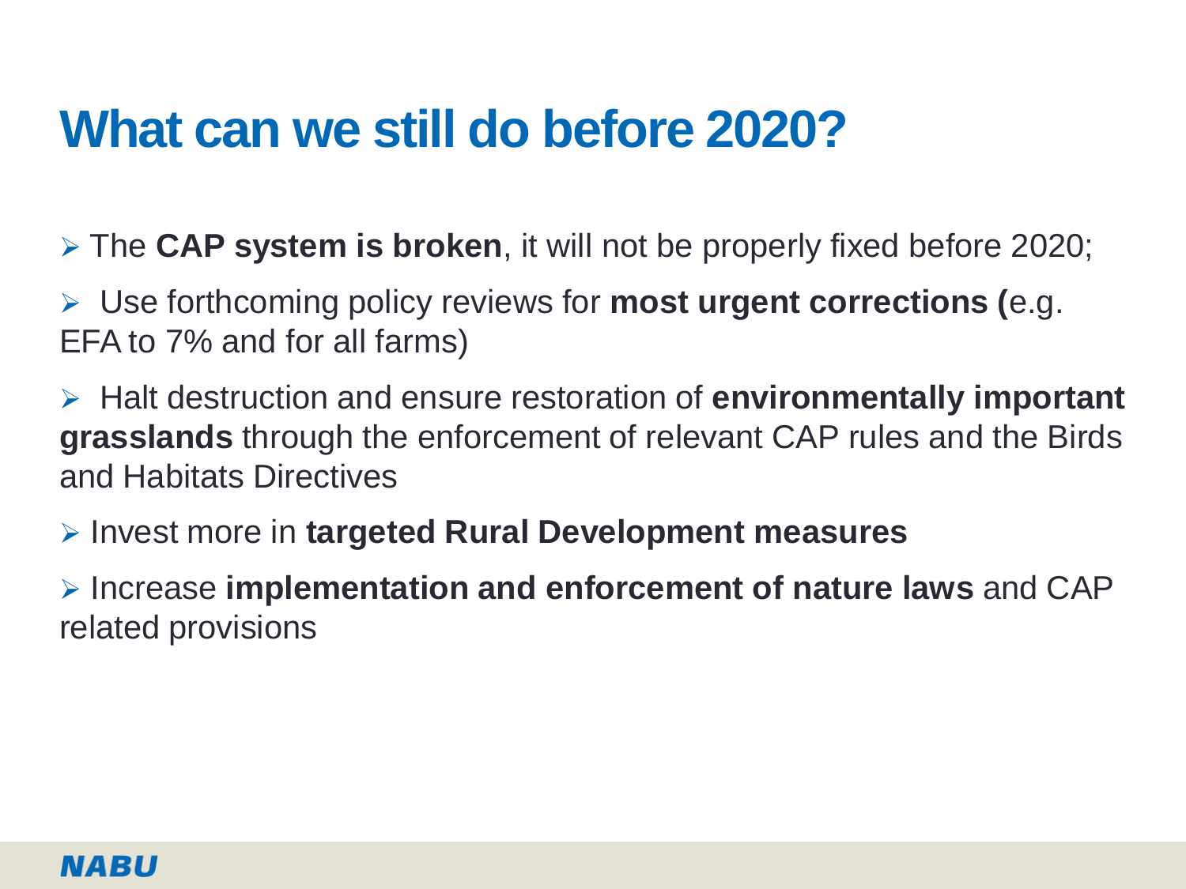# What can we still do before 2020?

- The **CAP system is broken**, it will not be properly fixed before 2020;
- Use forthcoming policy reviews for **most urgent corrections (**e.g. EFA to 7% and for all farms)
- Halt destruction and ensure restoration of **environmentally important grasslands** through the enforcement of relevant CAP rules and the Birds and Habitats Directives
- Invest more in **targeted Rural Development measures**
- Increase **implementation and enforcement of nature laws** and CAP related provisions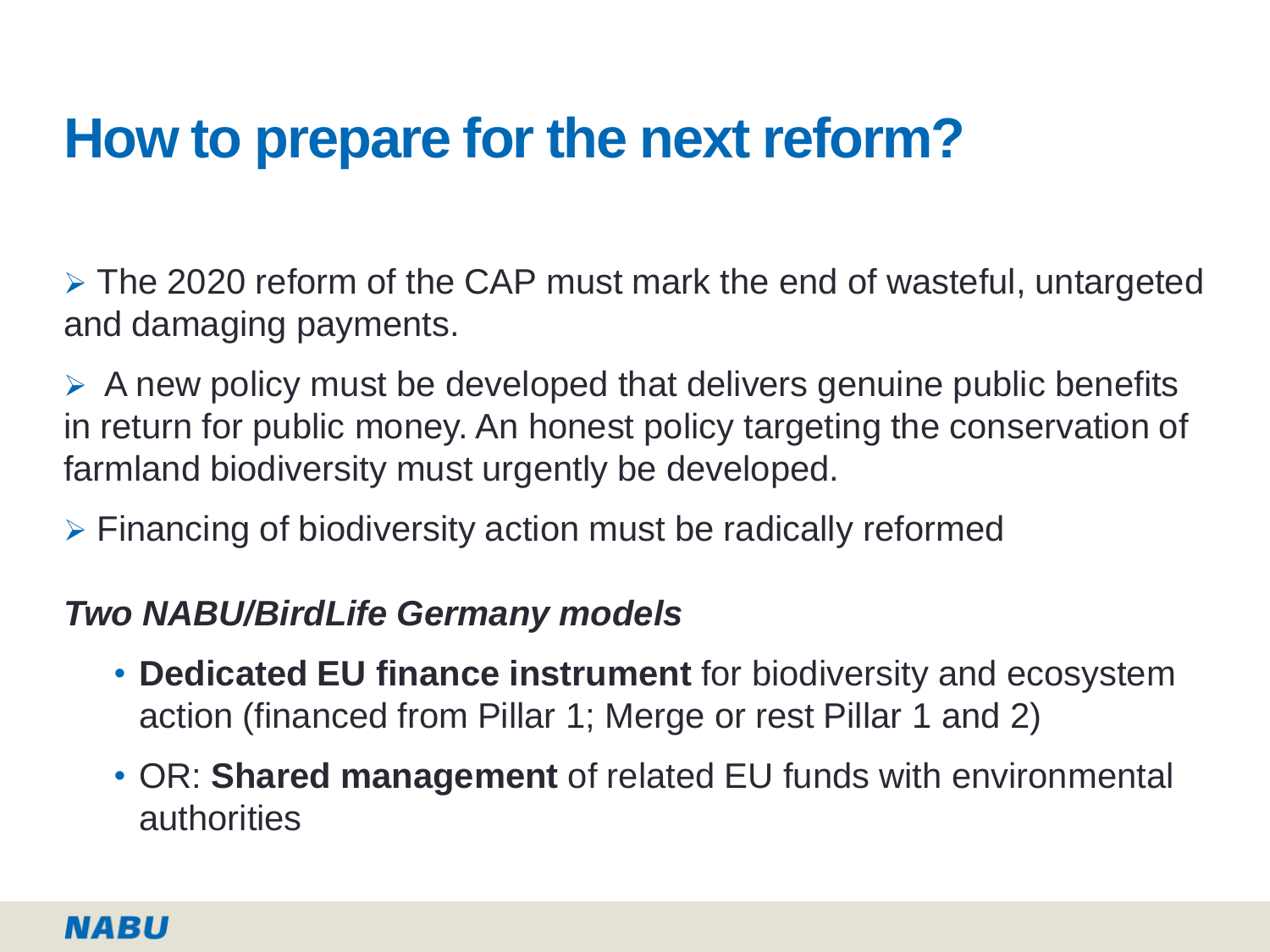# How to prepare for the next reform?

- The 2020 reform of the CAP must mark the end of wasteful, untargeted and damaging payments.
- A new policy must be developed that delivers genuine public benefits in return for public money. An honest policy targeting the conservation of farmland biodiversity must urgently be developed.
- Financing of biodiversity action must be radically reformed

***Two NABU/BirdLife Germany models***

- **Dedicated EU finance instrument** for biodiversity and ecosystem action (financed from Pillar 1; Merge or rest Pillar 1 and 2)
- OR: **Shared management** of related EU funds with environmental authorities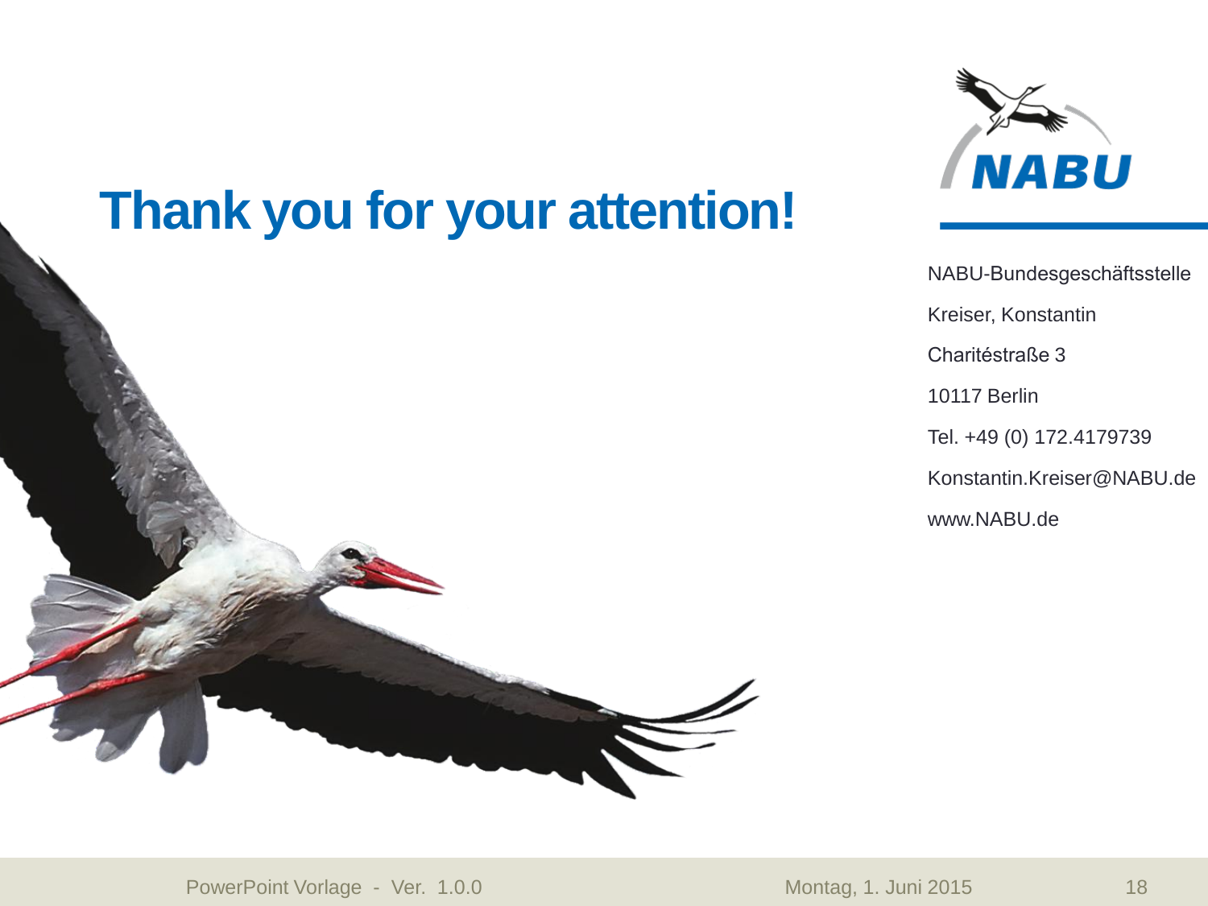# Thank you for your attention!

NABU-Bundesgeschäftsstelle

Kreiser, Konstantin

Charitéstraße 3

10117 Berlin

Tel. +49 (0) 172.4179739

Konstantin.Kreiser@NABU.de

www.NABU.de